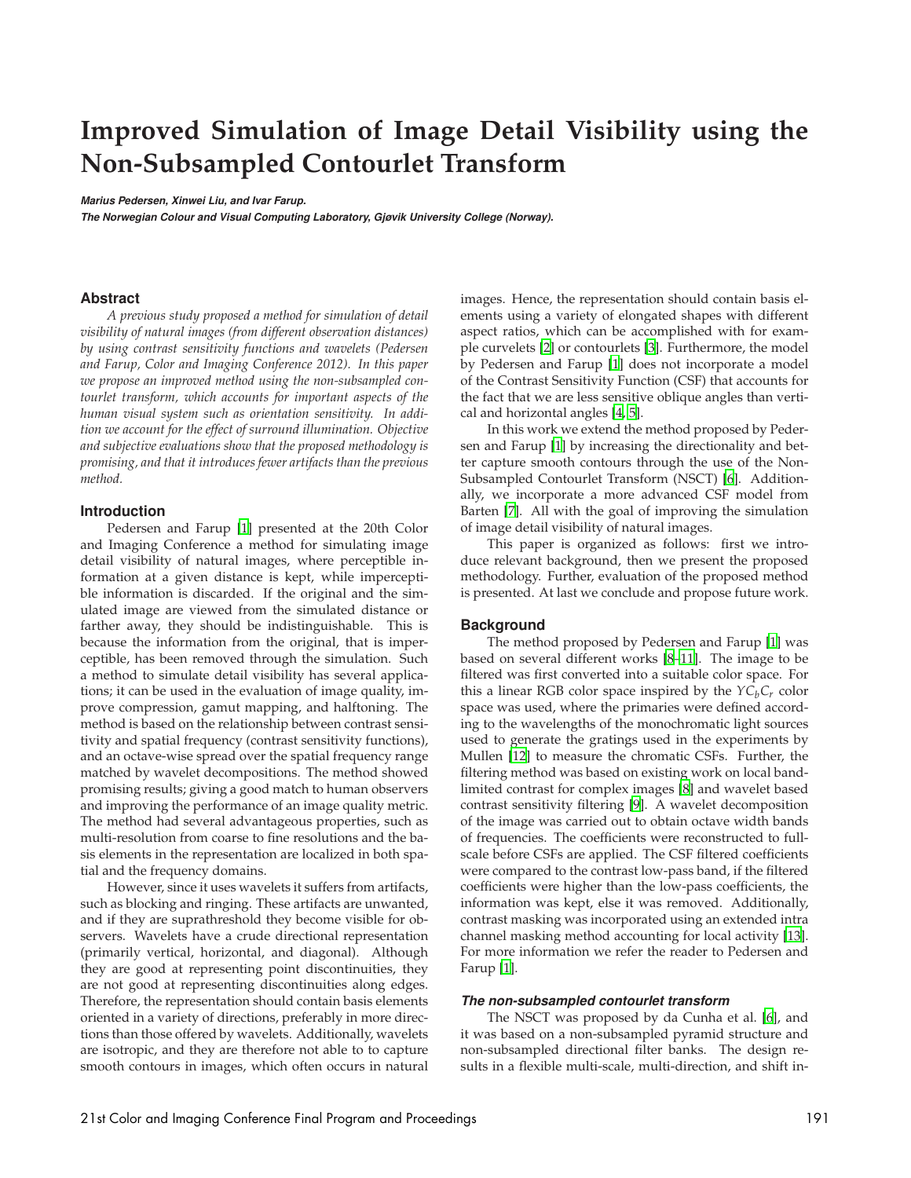# Improved Simulation of Image Detail Visibility using the Non-Subsampled Contourlet Transform

***Marius Pedersen, Xinwei Liu, and Ivar Farup.***
***The Norwegian Colour and Visual Computing Laboratory, Gjøvik University College (Norway).***

## Abstract

*A previous study proposed a method for simulation of detail visibility of natural images (from different observation distances) by using contrast sensitivity functions and wavelets (Pedersen and Farup, Color and Imaging Conference 2012). In this paper we propose an improved method using the non-subsampled contourlet transform, which accounts for important aspects of the human visual system such as orientation sensitivity. In addition we account for the effect of surround illumination. Objective and subjective evaluations show that the proposed methodology is promising, and that it introduces fewer artifacts than the previous method.*

## Introduction

Pedersen and Farup [1] presented at the 20th Color and Imaging Conference a method for simulating image detail visibility of natural images, where perceptible information at a given distance is kept, while imperceptible information is discarded. If the original and the simulated image are viewed from the simulated distance or farther away, they should be indistinguishable. This is because the information from the original, that is imperceptible, has been removed through the simulation. Such a method to simulate detail visibility has several applications; it can be used in the evaluation of image quality, improve compression, gamut mapping, and halftoning. The method is based on the relationship between contrast sensitivity and spatial frequency (contrast sensitivity functions), and an octave-wise spread over the spatial frequency range matched by wavelet decompositions. The method showed promising results; giving a good match to human observers and improving the performance of an image quality metric. The method had several advantageous properties, such as multi-resolution from coarse to fine resolutions and the basis elements in the representation are localized in both spatial and the frequency domains.

However, since it uses wavelets it suffers from artifacts, such as blocking and ringing. These artifacts are unwanted, and if they are suprathreshold they become visible for observers. Wavelets have a crude directional representation (primarily vertical, horizontal, and diagonal). Although they are good at representing point discontinuities, they are not good at representing discontinuities along edges. Therefore, the representation should contain basis elements oriented in a variety of directions, preferably in more directions than those offered by wavelets. Additionally, wavelets are isotropic, and they are therefore not able to to capture smooth contours in images, which often occurs in natural images. Hence, the representation should contain basis elements using a variety of elongated shapes with different aspect ratios, which can be accomplished with for example curvelets [2] or contourlets [3]. Furthermore, the model by Pedersen and Farup [1] does not incorporate a model of the Contrast Sensitivity Function (CSF) that accounts for the fact that we are less sensitive oblique angles than vertical and horizontal angles [4, 5].

In this work we extend the method proposed by Pedersen and Farup [1] by increasing the directionality and better capture smooth contours through the use of the Non-Subsampled Contourlet Transform (NSCT) [6]. Additionally, we incorporate a more advanced CSF model from Barten [7]. All with the goal of improving the simulation of image detail visibility of natural images.

This paper is organized as follows: first we introduce relevant background, then we present the proposed methodology. Further, evaluation of the proposed method is presented. At last we conclude and propose future work.

## Background

The method proposed by Pedersen and Farup [1] was based on several different works [8–11]. The image to be filtered was first converted into a suitable color space. For this a linear RGB color space inspired by the $YC_bC_r$ color space was used, where the primaries were defined according to the wavelengths of the monochromatic light sources used to generate the gratings used in the experiments by Mullen [12] to measure the chromatic CSFs. Further, the filtering method was based on existing work on local band-limited contrast for complex images [8] and wavelet based contrast sensitivity filtering [9]. A wavelet decomposition of the image was carried out to obtain octave width bands of frequencies. The coefficients were reconstructed to full-scale before CSFs are applied. The CSF filtered coefficients were compared to the contrast low-pass band, if the filtered coefficients were higher than the low-pass coefficients, the information was kept, else it was removed. Additionally, contrast masking was incorporated using an extended intra channel masking method accounting for local activity [13]. For more information we refer the reader to Pedersen and Farup [1].

### *The non-subsampled contourlet transform*

The NSCT was proposed by da Cunha et al. [6], and it was based on a non-subsampled pyramid structure and non-subsampled directional filter banks. The design results in a flexible multi-scale, multi-direction, and shift in-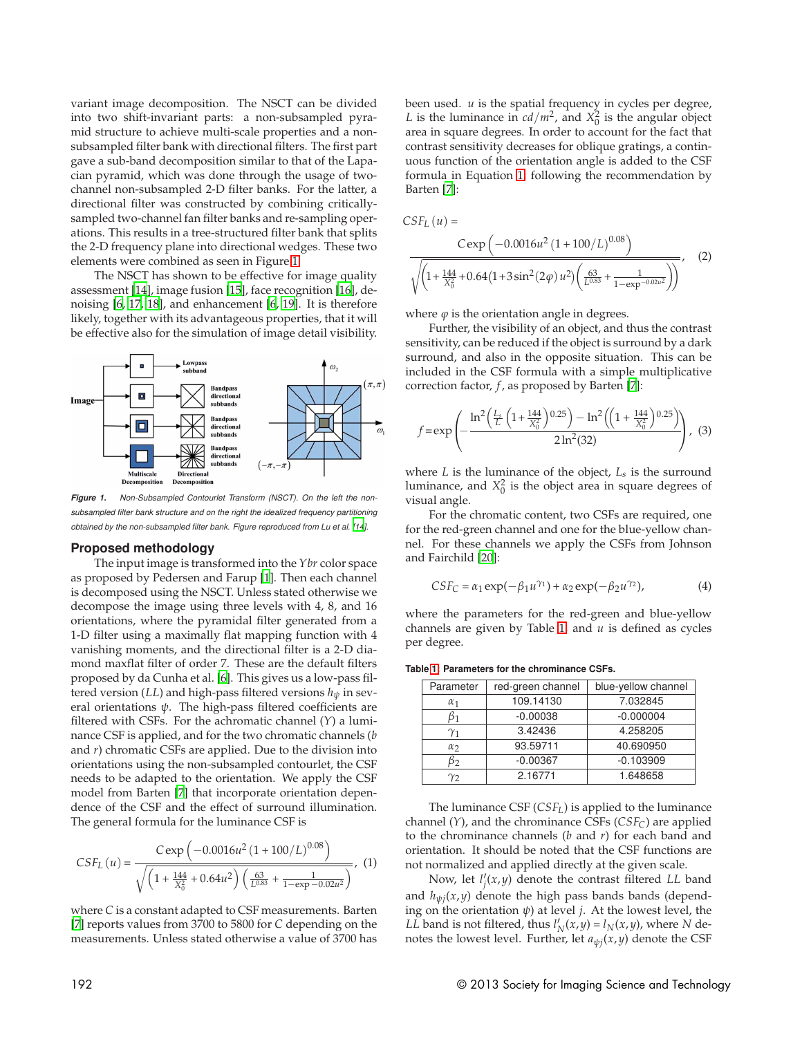variant image decomposition. The NSCT can be divided into two shift-invariant parts: a non-subsampled pyramid structure to achieve multi-scale properties and a non-subsampled filter bank with directional filters. The first part gave a sub-band decomposition similar to that of the Lapacian pyramid, which was done through the usage of two-channel non-subsampled 2-D filter banks. For the latter, a directional filter was constructed by combining critically-sampled two-channel fan filter banks and re-sampling operations. This results in a tree-structured filter bank that splits the 2-D frequency plane into directional wedges. These two elements were combined as seen in Figure 1.

The NSCT has shown to be effective for image quality assessment [14], image fusion [15], face recognition [16], denoising [6, 17, 18], and enhancement [6, 19]. It is therefore likely, together with its advantageous properties, that it will be effective also for the simulation of image detail visibility.

*Figure 1. Non-Subsampled Contourlet Transform (NSCT). On the left the non-subsampled filter bank structure and on the right the idealized frequency partitioning obtained by the non-subsampled filter bank. Figure reproduced from Lu et al. [14].*

## Proposed methodology

The input image is transformed into the $Ybr$ color space as proposed by Pedersen and Farup [1]. Then each channel is decomposed using the NSCT. Unless stated otherwise we decompose the image using three levels with 4, 8, and 16 orientations, where the pyramidal filter generated from a 1-D filter using a maximally flat mapping function with 4 vanishing moments, and the directional filter is a 2-D diamond maxflat filter of order 7. These are the default filters proposed by da Cunha et al. [6]. This gives us a low-pass filtered version ($LL$) and high-pass filtered versions $h_\psi$ in several orientations $\psi$. The high-pass filtered coefficients are filtered with CSFs. For the achromatic channel ($Y$) a luminance CSF is applied, and for the two chromatic channels ($b$ and $r$) chromatic CSFs are applied. Due to the division into orientations using the non-subsampled contourlet, the CSF needs to be adapted to the orientation. We apply the CSF model from Barten [7] that incorporate orientation dependence of the CSF and the effect of surround illumination. The general formula for the luminance CSF is

$$CSF_L(u) = \frac{C\exp\left(-0.0016u^2\left(1+100/L\right)^{0.08}\right)}{\sqrt{\left(1+\frac{144}{X_0^2}+0.64u^2\right)\left(\frac{63}{L^{0.83}}+\frac{1}{1-\exp{-0.02u^2}}\right)}}, \quad (1)$$

where $C$ is a constant adapted to CSF measurements. Barten [7] reports values from 3700 to 5800 for $C$ depending on the measurements. Unless stated otherwise a value of 3700 has been used. $u$ is the spatial frequency in cycles per degree, $L$ is the luminance in $cd/m^2$, and $X_0^2$ is the angular object area in square degrees. In order to account for the fact that contrast sensitivity decreases for oblique gratings, a continuous function of the orientation angle is added to the CSF formula in Equation 1 following the recommendation by Barten [7]:

$$CSF_L(u) = \frac{C\exp\left(-0.0016u^2\left(1+100/L\right)^{0.08}\right)}{\sqrt{\left(1+\frac{144}{X_0^2}+0.64\left(1+3\sin^2(2\varphi)\right)u^2\right)\left(\frac{63}{L^{0.83}}+\frac{1}{1-\exp^{-0.02u^2}}\right)}}, \quad (2)$$

where $\varphi$ is the orientation angle in degrees.

Further, the visibility of an object, and thus the contrast sensitivity, can be reduced if the object is surround by a dark surround, and also in the opposite situation. This can be included in the CSF formula with a simple multiplicative correction factor, $f$, as proposed by Barten [7]:

$$f = \exp\left(-\frac{\ln^2\left(\frac{L_s}{L}\left(1+\frac{144}{X_0^2}\right)^{0.25}\right)-\ln^2\left(\left(1+\frac{144}{X_0^2}\right)^{0.25}\right)}{2\ln^2(32)}\right), \quad (3)$$

where $L$ is the luminance of the object, $L_s$ is the surround luminance, and $X_0^2$ is the object area in square degrees of visual angle.

For the chromatic content, two CSFs are required, one for the red-green channel and one for the blue-yellow channel. For these channels we apply the CSFs from Johnson and Fairchild [20]:

$$CSF_C = \alpha_1\exp(-\beta_1 u^{\gamma_1}) + \alpha_2\exp(-\beta_2 u^{\gamma_2}), \quad (4)$$

where the parameters for the red-green and blue-yellow channels are given by Table 1, and $u$ is defined as cycles per degree.

**Table 1. Parameters for the chrominance CSFs.**

| Parameter | red-green channel | blue-yellow channel |
|---|---|---|
| $\alpha_1$ | 109.14130 | 7.032845 |
| $\beta_1$ | -0.00038 | -0.000004 |
| $\gamma_1$ | 3.42436 | 4.258205 |
| $\alpha_2$ | 93.59711 | 40.690950 |
| $\beta_2$ | -0.00367 | -0.103909 |
| $\gamma_2$ | 2.16771 | 1.648658 |

The luminance CSF ($CSF_L$) is applied to the luminance channel ($Y$), and the chrominance CSFs ($CSF_C$) are applied to the chrominance channels ($b$ and $r$) for each band and orientation. It should be noted that the CSF functions are not normalized and applied directly at the given scale.

Now, let $l'_j(x,y)$ denote the contrast filtered $LL$ band and $h_{\psi j}(x,y)$ denote the high pass bands bands (depending on the orientation $\psi$) at level $j$. At the lowest level, the $LL$ band is not filtered, thus $l'_N(x,y) = l_N(x,y)$, where $N$ denotes the lowest level. Further, let $a_{\psi j}(x,y)$ denote the CSF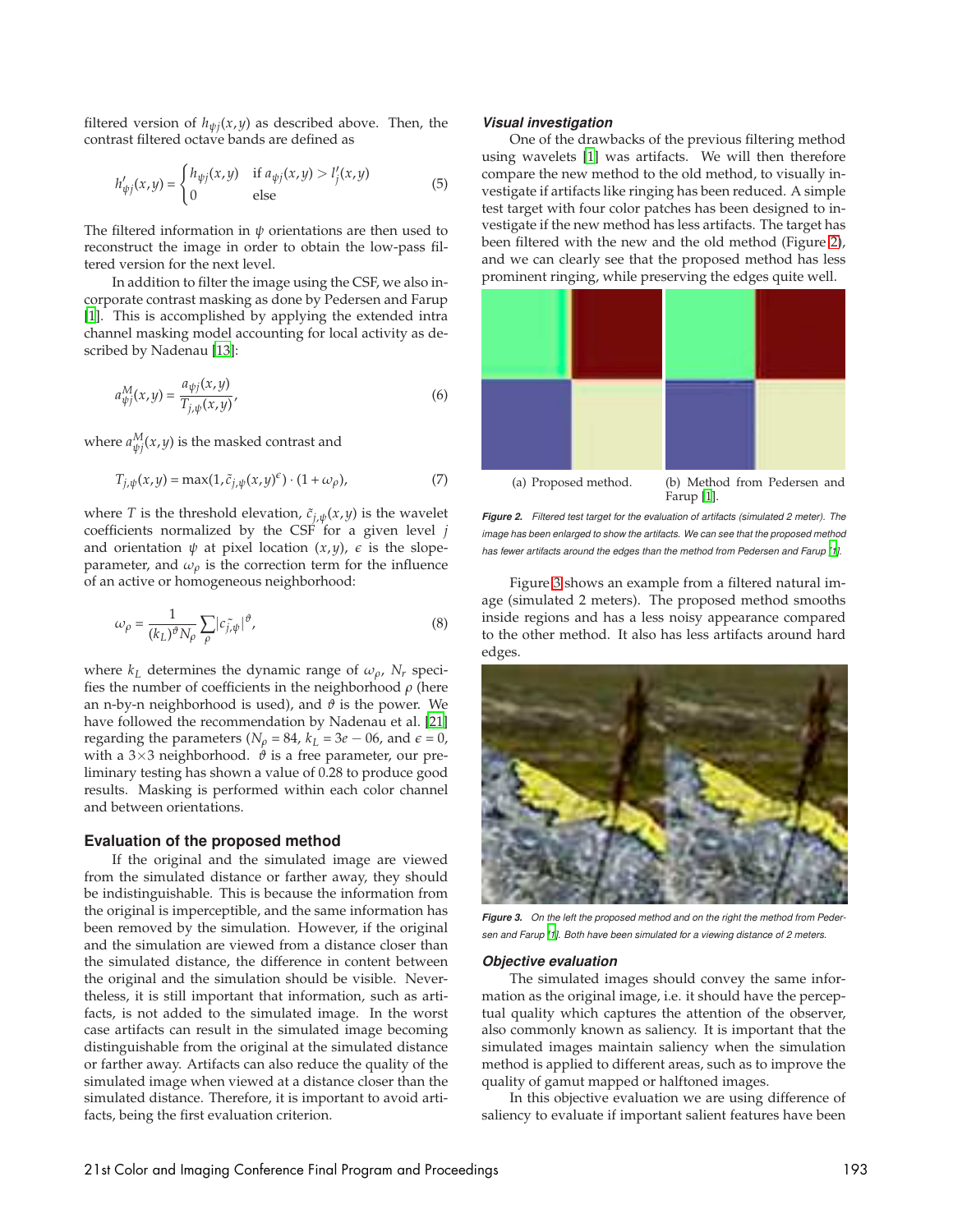filtered version of $h_{\psi j}(x,y)$ as described above. Then, the contrast filtered octave bands are defined as

$$h'_{\psi j}(x,y) = \begin{cases} h_{\psi j}(x,y) & \text{if } a_{\psi j}(x,y) > l'_j(x,y) \\ 0 & \text{else} \end{cases} \quad (5)$$

The filtered information in $\psi$ orientations are then used to reconstruct the image in order to obtain the low-pass filtered version for the next level.

In addition to filter the image using the CSF, we also incorporate contrast masking as done by Pedersen and Farup [1]. This is accomplished by applying the extended intra channel masking model accounting for local activity as described by Nadenau [13]:

$$a^M_{\psi j}(x,y) = \frac{a_{\psi j}(x,y)}{T_{j,\psi}(x,y)}, \quad (6)$$

where $a^M_{\psi j}(x,y)$ is the masked contrast and

$$T_{j,\psi}(x,y) = \max(1, \tilde{c}_{j,\psi}(x,y)^{\epsilon}) \cdot (1+\omega_\rho), \quad (7)$$

where $T$ is the threshold elevation, $\tilde{c}_{j,\psi}(x,y)$ is the wavelet coefficients normalized by the CSF for a given level $j$ and orientation $\psi$ at pixel location $(x,y)$, $\epsilon$ is the slope-parameter, and $\omega_\rho$ is the correction term for the influence of an active or homogeneous neighborhood:

$$\omega_\rho = \frac{1}{(k_L)^{\vartheta} N_\rho} \sum_\rho |c_{\tilde{j},\psi}|^{\vartheta}, \quad (8)$$

where $k_L$ determines the dynamic range of $\omega_\rho$, $N_r$ specifies the number of coefficients in the neighborhood $\rho$ (here an n-by-n neighborhood is used), and $\vartheta$ is the power. We have followed the recommendation by Nadenau et al. [21] regarding the parameters ($N_\rho = 84$, $k_L = 3e-06$, and $\epsilon = 0$, with a 3×3 neighborhood. $\vartheta$ is a free parameter, our preliminary testing has shown a value of 0.28 to produce good results. Masking is performed within each color channel and between orientations.

## Evaluation of the proposed method

If the original and the simulated image are viewed from the simulated distance or farther away, they should be indistinguishable. This is because the information from the original is imperceptible, and the same information has been removed by the simulation. However, if the original and the simulation are viewed from a distance closer than the simulated distance, the difference in content between the original and the simulation should be visible. Nevertheless, it is still important that information, such as artifacts, is not added to the simulated image. In the worst case artifacts can result in the simulated image becoming distinguishable from the original at the simulated distance or farther away. Artifacts can also reduce the quality of the simulated image when viewed at a distance closer than the simulated distance. Therefore, it is important to avoid artifacts, being the first evaluation criterion.

### *Visual investigation*

One of the drawbacks of the previous filtering method using wavelets [1] was artifacts. We will then therefore compare the new method to the old method, to visually investigate if artifacts like ringing has been reduced. A simple test target with four color patches has been designed to investigate if the new method has less artifacts. The target has been filtered with the new and the old method (Figure 2), and we can clearly see that the proposed method has less prominent ringing, while preserving the edges quite well.

(a) Proposed method. (b) Method from Pedersen and Farup [1].

*Figure 2. Filtered test target for the evaluation of artifacts (simulated 2 meter). The image has been enlarged to show the artifacts. We can see that the proposed method has fewer artifacts around the edges than the method from Pedersen and Farup [1].*

Figure 3 shows an example from a filtered natural image (simulated 2 meters). The proposed method smooths inside regions and has a less noisy appearance compared to the other method. It also has less artifacts around hard edges.

*Figure 3. On the left the proposed method and on the right the method from Pedersen and Farup [1]. Both have been simulated for a viewing distance of 2 meters.*

### *Objective evaluation*

The simulated images should convey the same information as the original image, i.e. it should have the perceptual quality which captures the attention of the observer, also commonly known as saliency. It is important that the simulated images maintain saliency when the simulation method is applied to different areas, such as to improve the quality of gamut mapped or halftoned images.

In this objective evaluation we are using difference of saliency to evaluate if important salient features have been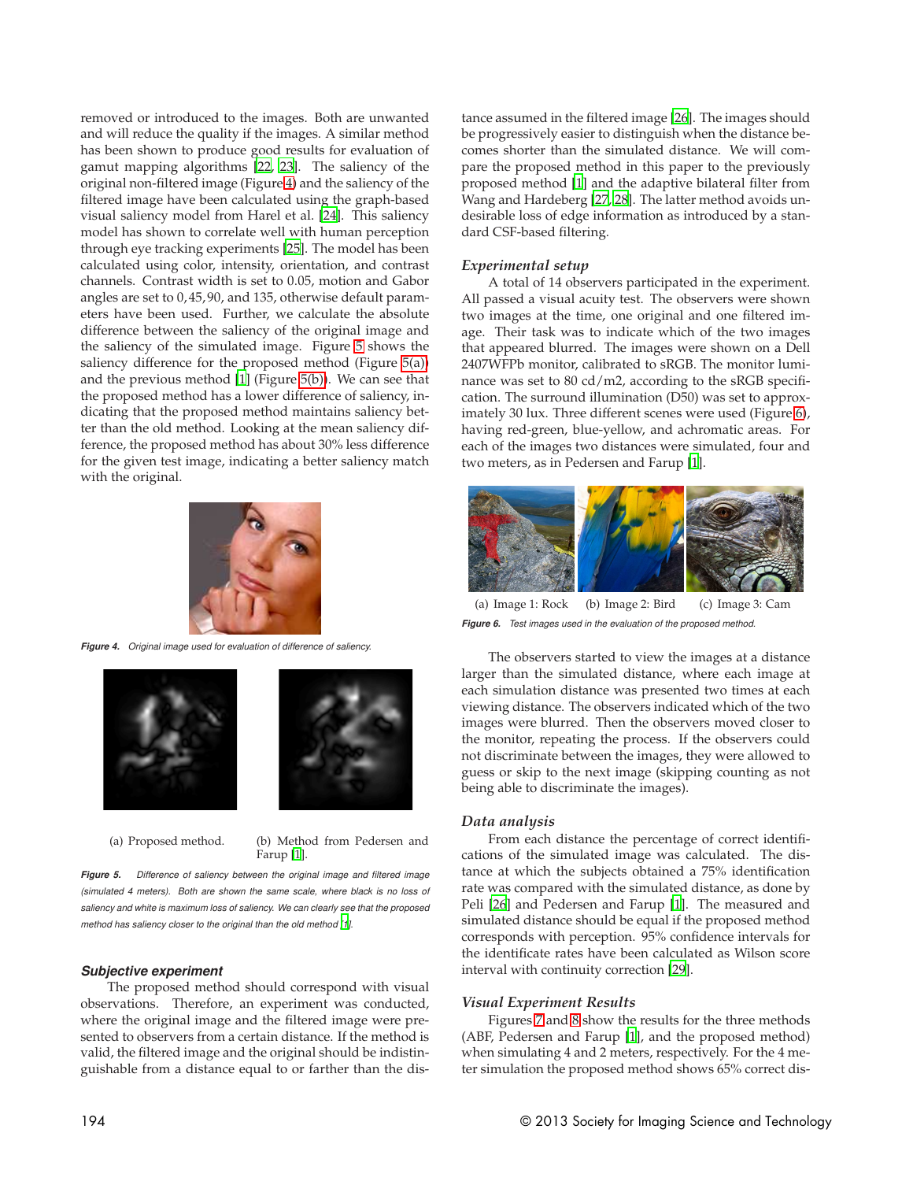removed or introduced to the images. Both are unwanted and will reduce the quality if the images. A similar method has been shown to produce good results for evaluation of gamut mapping algorithms [22, 23]. The saliency of the original non-filtered image (Figure 4) and the saliency of the filtered image have been calculated using the graph-based visual saliency model from Harel et al. [24]. This saliency model has shown to correlate well with human perception through eye tracking experiments [25]. The model has been calculated using color, intensity, orientation, and contrast channels. Contrast width is set to 0.05, motion and Gabor angles are set to 0, 45, 90, and 135, otherwise default parameters have been used. Further, we calculate the absolute difference between the saliency of the original image and the saliency of the simulated image. Figure 5 shows the saliency difference for the proposed method (Figure 5(a)) and the previous method [1] (Figure 5(b)). We can see that the proposed method has a lower difference of saliency, indicating that the proposed method maintains saliency better than the old method. Looking at the mean saliency difference, the proposed method has about 30% less difference for the given test image, indicating a better saliency match with the original.

***Figure 4.*** *Original image used for evaluation of difference of saliency.*

(a) Proposed method.

(b) Method from Pedersen and Farup [1].

***Figure 5.*** *Difference of saliency between the original image and filtered image (simulated 4 meters). Both are shown the same scale, where black is no loss of saliency and white is maximum loss of saliency. We can clearly see that the proposed method has saliency closer to the original than the old method [1].*

### Subjective experiment

The proposed method should correspond with visual observations. Therefore, an experiment was conducted, where the original image and the filtered image were presented to observers from a certain distance. If the method is valid, the filtered image and the original should be indistinguishable from a distance equal to or farther than the distance assumed in the filtered image [26]. The images should be progressively easier to distinguish when the distance becomes shorter than the simulated distance. We will compare the proposed method in this paper to the previously proposed method [1] and the adaptive bilateral filter from Wang and Hardeberg [27, 28]. The latter method avoids undesirable loss of edge information as introduced by a standard CSF-based filtering.

### Experimental setup

A total of 14 observers participated in the experiment. All passed a visual acuity test. The observers were shown two images at the time, one original and one filtered image. Their task was to indicate which of the two images that appeared blurred. The images were shown on a Dell 2407WFPb monitor, calibrated to sRGB. The monitor luminance was set to 80 cd/m2, according to the sRGB specification. The surround illumination (D50) was set to approximately 30 lux. Three different scenes were used (Figure 6), having red-green, blue-yellow, and achromatic areas. For each of the images two distances were simulated, four and two meters, as in Pedersen and Farup [1].

(a) Image 1: Rock (b) Image 2: Bird (c) Image 3: Cam

***Figure 6.*** *Test images used in the evaluation of the proposed method.*

The observers started to view the images at a distance larger than the simulated distance, where each image at each simulation distance was presented two times at each viewing distance. The observers indicated which of the two images were blurred. Then the observers moved closer to the monitor, repeating the process. If the observers could not discriminate between the images, they were allowed to guess or skip to the next image (skipping counting as not being able to discriminate the images).

### Data analysis

From each distance the percentage of correct identifications of the simulated image was calculated. The distance at which the subjects obtained a 75% identification rate was compared with the simulated distance, as done by Peli [26] and Pedersen and Farup [1]. The measured and simulated distance should be equal if the proposed method corresponds with perception. 95% confidence intervals for the identificate rates have been calculated as Wilson score interval with continuity correction [29].

### Visual Experiment Results

Figures 7 and 8 show the results for the three methods (ABF, Pedersen and Farup [1], and the proposed method) when simulating 4 and 2 meters, respectively. For the 4 meter simulation the proposed method shows 65% correct dis-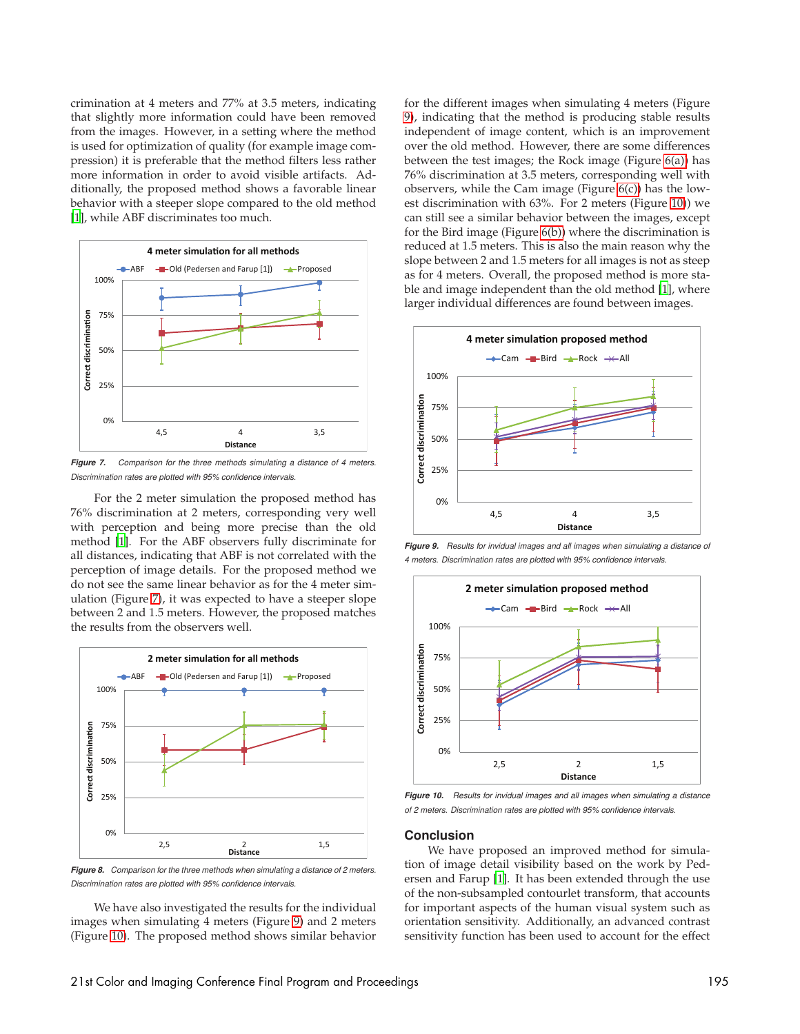crimination at 4 meters and 77% at 3.5 meters, indicating that slightly more information could have been removed from the images. However, in a setting where the method is used for optimization of quality (for example image compression) it is preferable that the method filters less rather more information in order to avoid visible artifacts. Additionally, the proposed method shows a favorable linear behavior with a steeper slope compared to the old method [1], while ABF discriminates too much.

*Figure 7. Comparison for the three methods simulating a distance of 4 meters. Discrimination rates are plotted with 95% confidence intervals.*

For the 2 meter simulation the proposed method has 76% discrimination at 2 meters, corresponding very well with perception and being more precise than the old method [1]. For the ABF observers fully discriminate for all distances, indicating that ABF is not correlated with the perception of image details. For the proposed method we do not see the same linear behavior as for the 4 meter simulation (Figure 7), it was expected to have a steeper slope between 2 and 1.5 meters. However, the proposed matches the results from the observers well.

*Figure 8. Comparison for the three methods when simulating a distance of 2 meters. Discrimination rates are plotted with 95% confidence intervals.*

We have also investigated the results for the individual images when simulating 4 meters (Figure 9) and 2 meters (Figure 10). The proposed method shows similar behavior for the different images when simulating 4 meters (Figure 9), indicating that the method is producing stable results independent of image content, which is an improvement over the old method. However, there are some differences between the test images; the Rock image (Figure 6(a)) has 76% discrimination at 3.5 meters, corresponding well with observers, while the Cam image (Figure 6(c)) has the lowest discrimination with 63%. For 2 meters (Figure 10)) we can still see a similar behavior between the images, except for the Bird image (Figure 6(b)) where the discrimination is reduced at 1.5 meters. This is also the main reason why the slope between 2 and 1.5 meters for all images is not as steep as for 4 meters. Overall, the proposed method is more stable and image independent than the old method [1], where larger individual differences are found between images.

*Figure 9. Results for invidual images and all images when simulating a distance of 4 meters. Discrimination rates are plotted with 95% confidence intervals.*

*Figure 10. Results for invidual images and all images when simulating a distance of 2 meters. Discrimination rates are plotted with 95% confidence intervals.*

## Conclusion

We have proposed an improved method for simulation of image detail visibility based on the work by Pedersen and Farup [1]. It has been extended through the use of the non-subsampled contourlet transform, that accounts for important aspects of the human visual system such as orientation sensitivity. Additionally, an advanced contrast sensitivity function has been used to account for the effect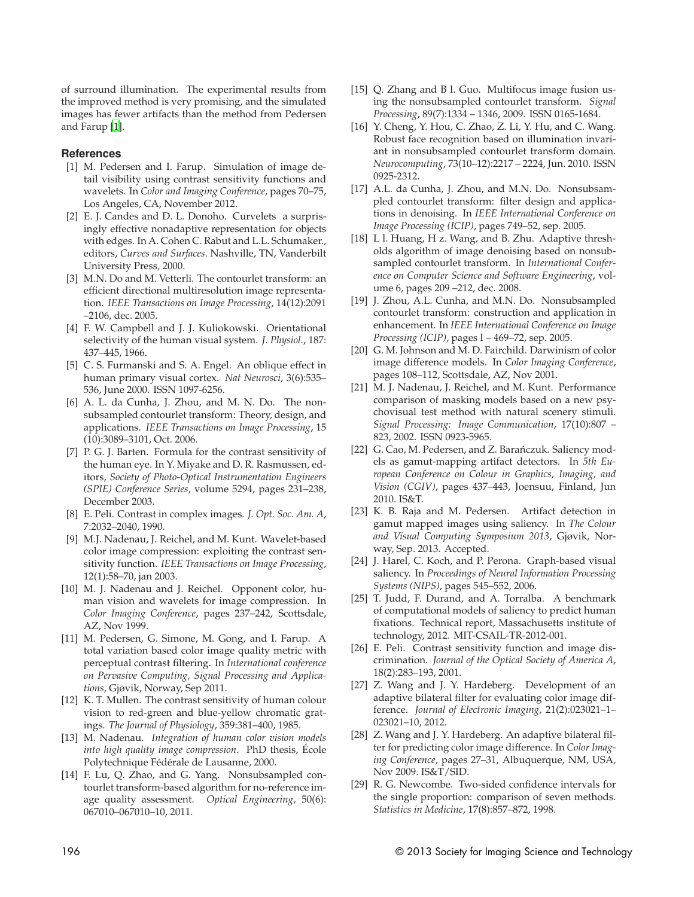of surround illumination. The experimental results from the improved method is very promising, and the simulated images has fewer artifacts than the method from Pedersen and Farup [1].

## References

[1] M. Pedersen and I. Farup. Simulation of image detail visibility using contrast sensitivity functions and wavelets. In *Color and Imaging Conference*, pages 70–75, Los Angeles, CA, November 2012.

[2] E. J. Candes and D. L. Donoho. Curvelets a surprisingly effective nonadaptive representation for objects with edges. In A. Cohen C. Rabut and L.L. Schumaker., editors, *Curves and Surfaces*. Nashville, TN, Vanderbilt University Press, 2000.

[3] M.N. Do and M. Vetterli. The contourlet transform: an efficient directional multiresolution image representation. *IEEE Transactions on Image Processing*, 14(12):2091 –2106, dec. 2005.

[4] F. W. Campbell and J. J. Kuliokowski. Orientational selectivity of the human visual system. *J. Physiol.*, 187: 437–445, 1966.

[5] C. S. Furmanski and S. A. Engel. An oblique effect in human primary visual cortex. *Nat Neurosci*, 3(6):535–536, June 2000. ISSN 1097-6256.

[6] A. L. da Cunha, J. Zhou, and M. N. Do. The nonsubsampled contourlet transform: Theory, design, and applications. *IEEE Transactions on Image Processing*, 15 (10):3089–3101, Oct. 2006.

[7] P. G. J. Barten. Formula for the contrast sensitivity of the human eye. In Y. Miyake and D. R. Rasmussen, editors, *Society of Photo-Optical Instrumentation Engineers (SPIE) Conference Series*, volume 5294, pages 231–238, December 2003.

[8] E. Peli. Contrast in complex images. *J. Opt. Soc. Am. A*, 7:2032–2040, 1990.

[9] M.J. Nadenau, J. Reichel, and M. Kunt. Wavelet-based color image compression: exploiting the contrast sensitivity function. *IEEE Transactions on Image Processing*, 12(1):58–70, jan 2003.

[10] M. J. Nadenau and J. Reichel. Opponent color, human vision and wavelets for image compression. In *Color Imaging Conference*, pages 237–242, Scottsdale, AZ, Nov 1999.

[11] M. Pedersen, G. Simone, M. Gong, and I. Farup. A total variation based color image quality metric with perceptual contrast filtering. In *International conference on Pervasive Computing, Signal Processing and Applications*, Gjøvik, Norway, Sep 2011.

[12] K. T. Mullen. The contrast sensitivity of human colour vision to red-green and blue-yellow chromatic gratings. *The Journal of Physiology*, 359:381–400, 1985.

[13] M. Nadenau. *Integration of human color vision models into high quality image compression*. PhD thesis, École Polytechnique Fédérale de Lausanne, 2000.

[14] F. Lu, Q. Zhao, and G. Yang. Nonsubsampled contourlet transform-based algorithm for no-reference image quality assessment. *Optical Engineering*, 50(6): 067010–067010–10, 2011.

[15] Q. Zhang and B l. Guo. Multifocus image fusion using the nonsubsampled contourlet transform. *Signal Processing*, 89(7):1334 – 1346, 2009. ISSN 0165-1684.

[16] Y. Cheng, Y. Hou, C. Zhao, Z. Li, Y. Hu, and C. Wang. Robust face recognition based on illumination invariant in nonsubsampled contourlet transform domain. *Neurocomputing*, 73(10–12):2217 – 2224, Jun. 2010. ISSN 0925-2312.

[17] A.L. da Cunha, J. Zhou, and M.N. Do. Nonsubsampled contourlet transform: filter design and applications in denoising. In *IEEE International Conference on Image Processing (ICIP)*, pages 749–52, sep. 2005.

[18] L l. Huang, H z. Wang, and B. Zhu. Adaptive thresholds algorithm of image denoising based on nonsubsampled contourlet transform. In *International Conference on Computer Science and Software Engineering*, volume 6, pages 209 –212, dec. 2008.

[19] J. Zhou, A.L. Cunha, and M.N. Do. Nonsubsampled contourlet transform: construction and application in enhancement. In *IEEE International Conference on Image Processing (ICIP)*, pages I – 469–72, sep. 2005.

[20] G. M. Johnson and M. D. Fairchild. Darwinism of color image difference models. In *Color Imaging Conference*, pages 108–112, Scottsdale, AZ, Nov 2001.

[21] M. J. Nadenau, J. Reichel, and M. Kunt. Performance comparison of masking models based on a new psychovisual test method with natural scenery stimuli. *Signal Processing: Image Communication*, 17(10):807 – 823, 2002. ISSN 0923-5965.

[22] G. Cao, M. Pedersen, and Z. Barańczuk. Saliency models as gamut-mapping artifact detectors. In *5th European Conference on Colour in Graphics, Imaging, and Vision (CGIV)*, pages 437–443, Joensuu, Finland, Jun 2010. IS&T.

[23] K. B. Raja and M. Pedersen. Artifact detection in gamut mapped images using saliency. In *The Colour and Visual Computing Symposium 2013*, Gjøvik, Norway, Sep. 2013. Accepted.

[24] J. Harel, C. Koch, and P. Perona. Graph-based visual saliency. In *Proceedings of Neural Information Processing Systems (NIPS)*, pages 545–552, 2006.

[25] T. Judd, F. Durand, and A. Torralba. A benchmark of computational models of saliency to predict human fixations. Technical report, Massachusetts institute of technology, 2012. MIT-CSAIL-TR-2012-001.

[26] E. Peli. Contrast sensitivity function and image discrimination. *Journal of the Optical Society of America A*, 18(2):283–193, 2001.

[27] Z. Wang and J. Y. Hardeberg. Development of an adaptive bilateral filter for evaluating color image difference. *Journal of Electronic Imaging*, 21(2):023021–1–023021–10, 2012.

[28] Z. Wang and J. Y. Hardeberg. An adaptive bilateral filter for predicting color image difference. In *Color Imaging Conference*, pages 27–31, Albuquerque, NM, USA, Nov 2009. IS&T/SID.

[29] R. G. Newcombe. Two-sided confidence intervals for the single proportion: comparison of seven methods. *Statistics in Medicine*, 17(8):857–872, 1998.